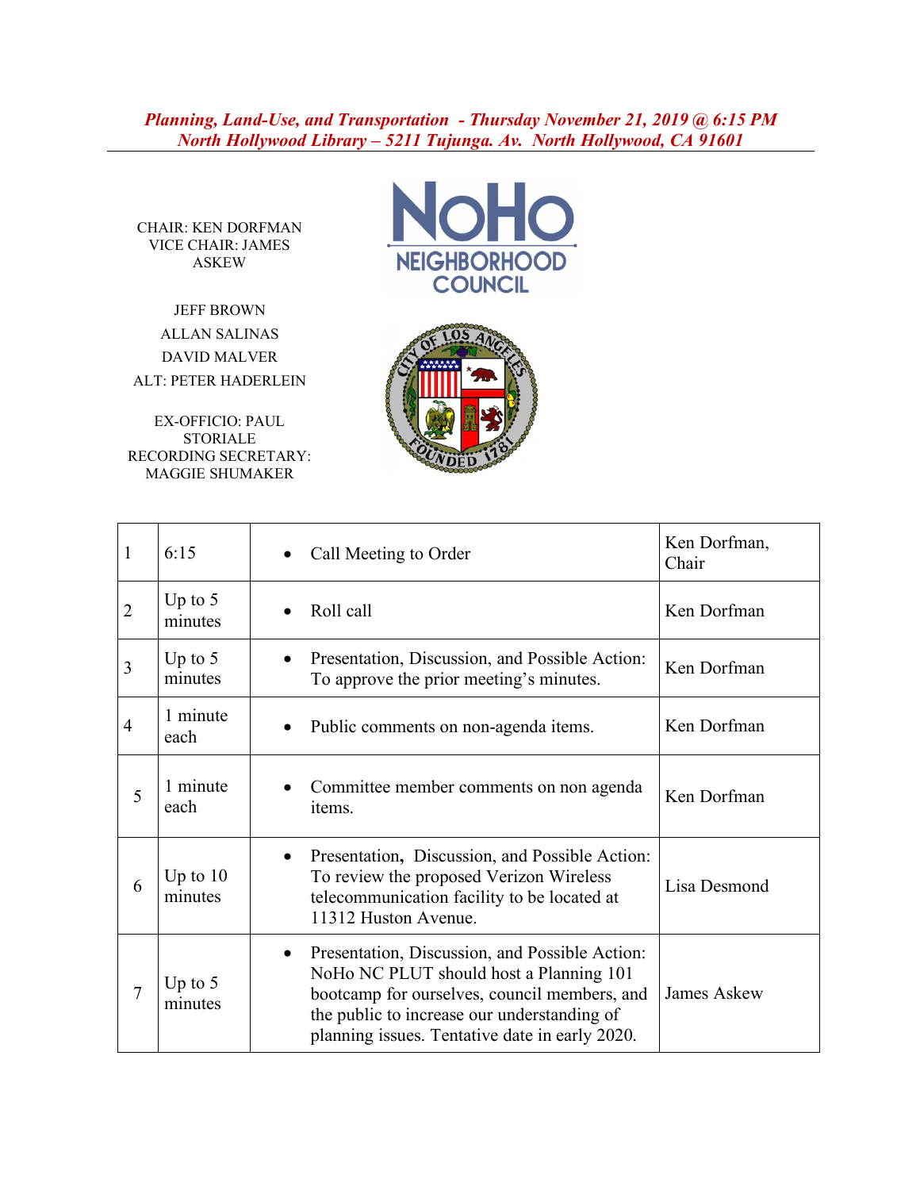***Planning, Land-Use, and Transportation - Thursday November 21, 2019 @ 6:15 PM***
***North Hollywood Library – 5211 Tujunga. Av. North Hollywood, CA 91601***

CHAIR: KEN DORFMAN
VICE CHAIR: JAMES ASKEW

JEFF BROWN
ALLAN SALINAS
DAVID MALVER
ALT: PETER HADERLEIN

EX-OFFICIO: PAUL STORIALE
RECORDING SECRETARY: MAGGIE SHUMAKER

| | | | |
|---|---|---|---|
| 1 | 6:15 | • Call Meeting to Order | Ken Dorfman, Chair |
| 2 | Up to 5 minutes | • Roll call | Ken Dorfman |
| 3 | Up to 5 minutes | • Presentation, Discussion, and Possible Action: To approve the prior meeting's minutes. | Ken Dorfman |
| 4 | 1 minute each | • Public comments on non-agenda items. | Ken Dorfman |
| 5 | 1 minute each | • Committee member comments on non agenda items. | Ken Dorfman |
| 6 | Up to 10 minutes | • Presentation, Discussion, and Possible Action: To review the proposed Verizon Wireless telecommunication facility to be located at 11312 Huston Avenue. | Lisa Desmond |
| 7 | Up to 5 minutes | • Presentation, Discussion, and Possible Action: NoHo NC PLUT should host a Planning 101 bootcamp for ourselves, council members, and the public to increase our understanding of planning issues. Tentative date in early 2020. | James Askew |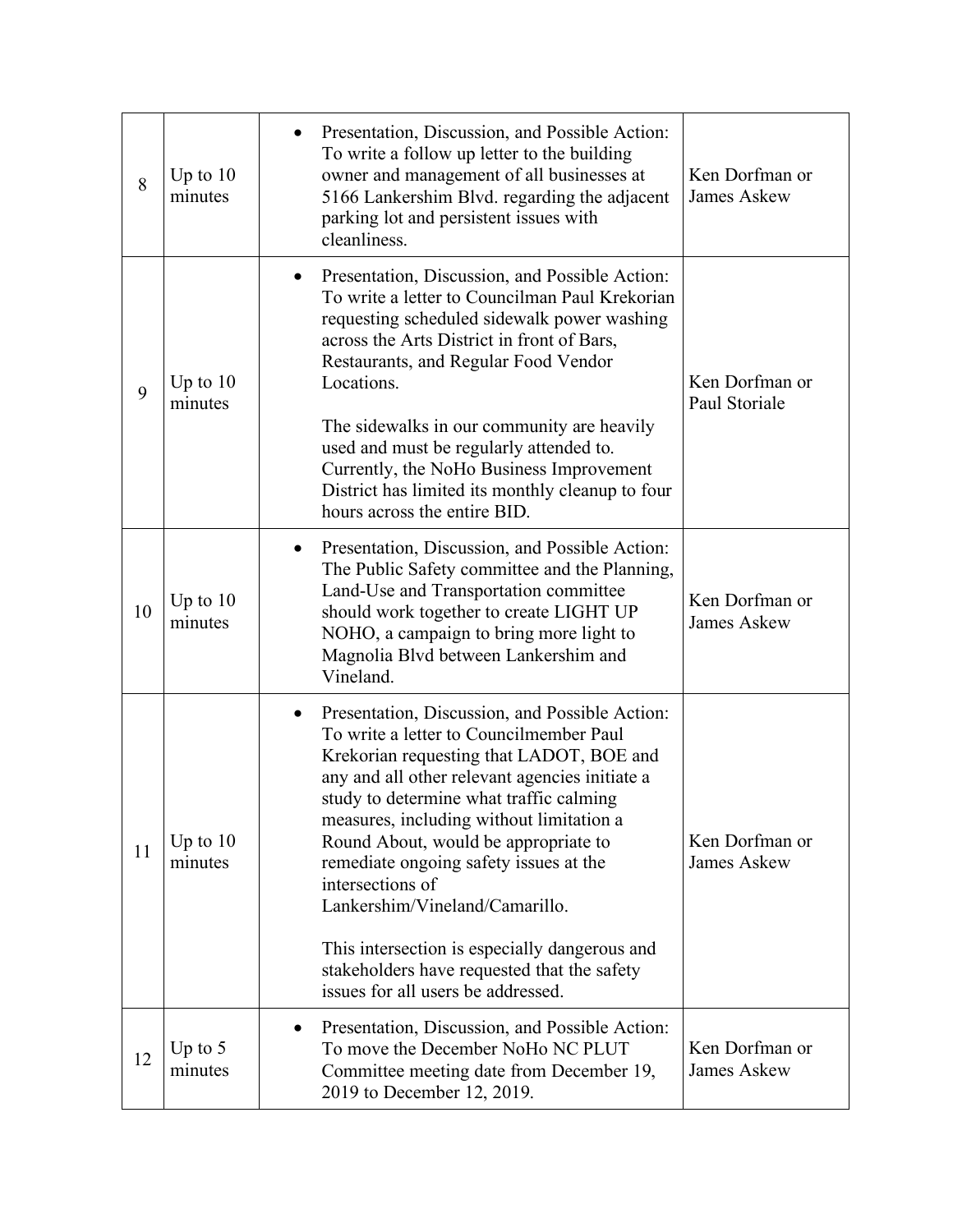| | | | |
|---|---|---|---|
| 8 | Up to 10 minutes | • Presentation, Discussion, and Possible Action: To write a follow up letter to the building owner and management of all businesses at 5166 Lankershim Blvd. regarding the adjacent parking lot and persistent issues with cleanliness. | Ken Dorfman or James Askew |
| 9 | Up to 10 minutes | • Presentation, Discussion, and Possible Action: To write a letter to Councilman Paul Krekorian requesting scheduled sidewalk power washing across the Arts District in front of Bars, Restaurants, and Regular Food Vendor Locations.<br><br>The sidewalks in our community are heavily used and must be regularly attended to. Currently, the NoHo Business Improvement District has limited its monthly cleanup to four hours across the entire BID. | Ken Dorfman or Paul Storiale |
| 10 | Up to 10 minutes | • Presentation, Discussion, and Possible Action: The Public Safety committee and the Planning, Land-Use and Transportation committee should work together to create LIGHT UP NOHO, a campaign to bring more light to Magnolia Blvd between Lankershim and Vineland. | Ken Dorfman or James Askew |
| 11 | Up to 10 minutes | • Presentation, Discussion, and Possible Action: To write a letter to Councilmember Paul Krekorian requesting that LADOT, BOE and any and all other relevant agencies initiate a study to determine what traffic calming measures, including without limitation a Round About, would be appropriate to remediate ongoing safety issues at the intersections of Lankershim/Vineland/Camarillo.<br><br>This intersection is especially dangerous and stakeholders have requested that the safety issues for all users be addressed. | Ken Dorfman or James Askew |
| 12 | Up to 5 minutes | • Presentation, Discussion, and Possible Action: To move the December NoHo NC PLUT Committee meeting date from December 19, 2019 to December 12, 2019. | Ken Dorfman or James Askew |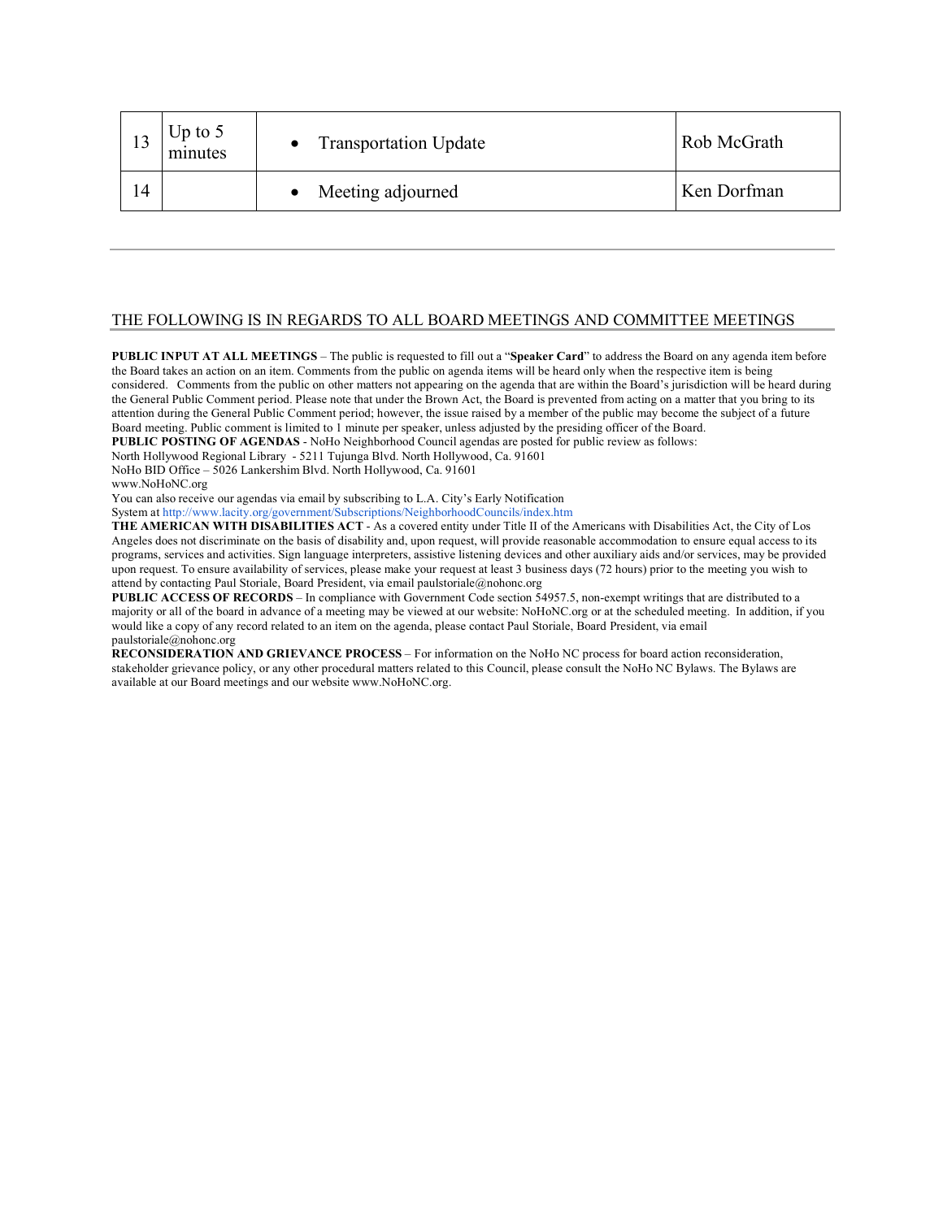| | | | |
|---|---|---|---|
| 13 | Up to 5 minutes | • Transportation Update | Rob McGrath |
| 14 | | • Meeting adjourned | Ken Dorfman |

---

## THE FOLLOWING IS IN REGARDS TO ALL BOARD MEETINGS AND COMMITTEE MEETINGS

**PUBLIC INPUT AT ALL MEETINGS** – The public is requested to fill out a "**Speaker Card**" to address the Board on any agenda item before the Board takes an action on an item. Comments from the public on agenda items will be heard only when the respective item is being considered. Comments from the public on other matters not appearing on the agenda that are within the Board's jurisdiction will be heard during the General Public Comment period. Please note that under the Brown Act, the Board is prevented from acting on a matter that you bring to its attention during the General Public Comment period; however, the issue raised by a member of the public may become the subject of a future Board meeting. Public comment is limited to 1 minute per speaker, unless adjusted by the presiding officer of the Board.

**PUBLIC POSTING OF AGENDAS** - NoHo Neighborhood Council agendas are posted for public review as follows:
North Hollywood Regional Library - 5211 Tujunga Blvd. North Hollywood, Ca. 91601
NoHo BID Office – 5026 Lankershim Blvd. North Hollywood, Ca. 91601
www.NoHoNC.org
You can also receive our agendas via email by subscribing to L.A. City's Early Notification System at http://www.lacity.org/government/Subscriptions/NeighborhoodCouncils/index.htm

**THE AMERICAN WITH DISABILITIES ACT** - As a covered entity under Title II of the Americans with Disabilities Act, the City of Los Angeles does not discriminate on the basis of disability and, upon request, will provide reasonable accommodation to ensure equal access to its programs, services and activities. Sign language interpreters, assistive listening devices and other auxiliary aids and/or services, may be provided upon request. To ensure availability of services, please make your request at least 3 business days (72 hours) prior to the meeting you wish to attend by contacting Paul Storiale, Board President, via email paulstoriale@nohonc.org

**PUBLIC ACCESS OF RECORDS** – In compliance with Government Code section 54957.5, non-exempt writings that are distributed to a majority or all of the board in advance of a meeting may be viewed at our website: NoHoNC.org or at the scheduled meeting. In addition, if you would like a copy of any record related to an item on the agenda, please contact Paul Storiale, Board President, via email paulstoriale@nohonc.org

**RECONSIDERATION AND GRIEVANCE PROCESS** – For information on the NoHo NC process for board action reconsideration, stakeholder grievance policy, or any other procedural matters related to this Council, please consult the NoHo NC Bylaws. The Bylaws are available at our Board meetings and our website www.NoHoNC.org.